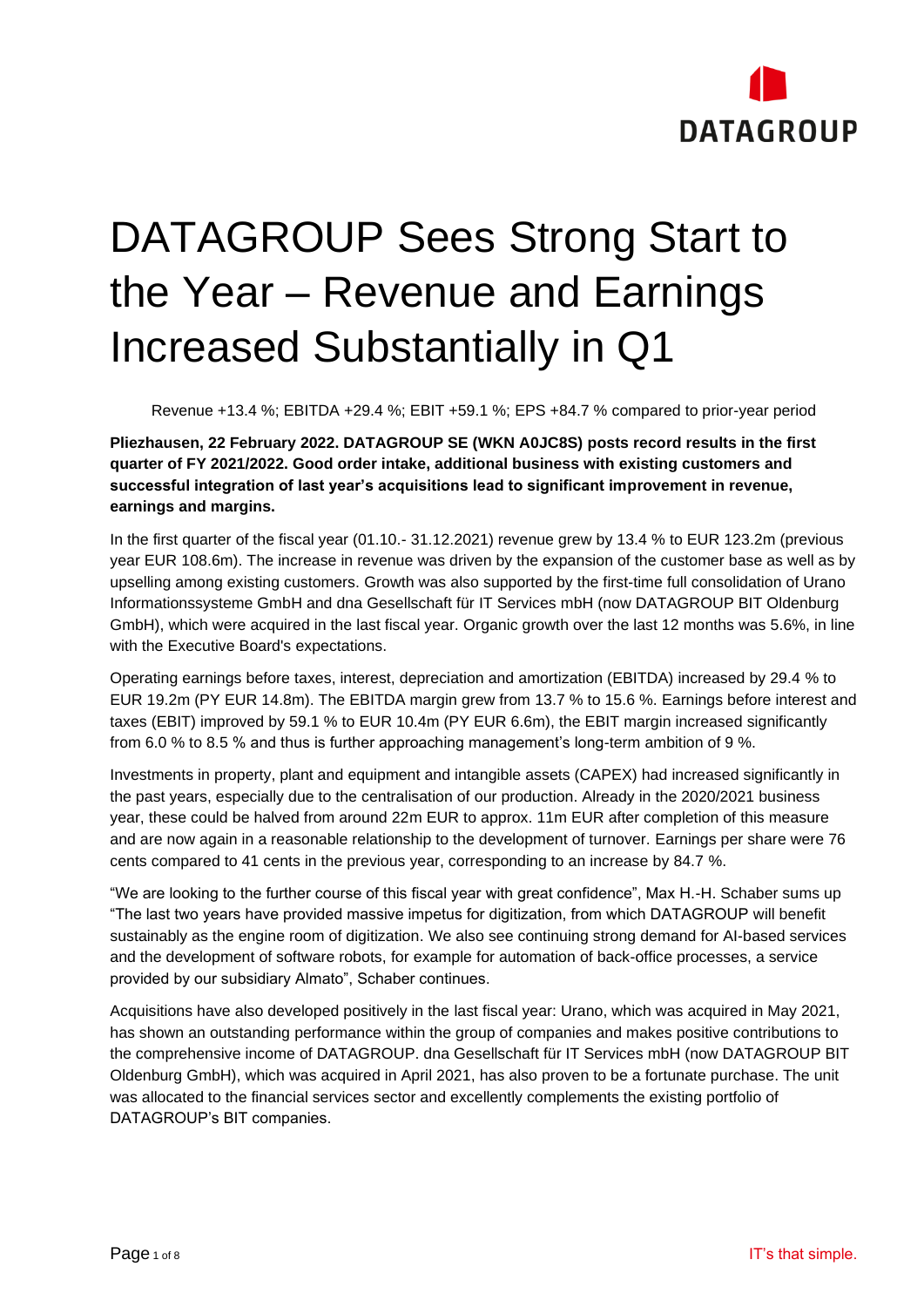# DATAGROUP Sees Strong Start to the Year – Revenue and Earnings Increased Substantially in Q1

Revenue +13.4 %; EBITDA +29.4 %; EBIT +59.1 %; EPS +84.7 % compared to prior-year period

**Pliezhausen, 22 February 2022. DATAGROUP SE (WKN A0JC8S) posts record results in the first quarter of FY 2021/2022. Good order intake, additional business with existing customers and successful integration of last year's acquisitions lead to significant improvement in revenue, earnings and margins.**

In the first quarter of the fiscal year (01.10.- 31.12.2021) revenue grew by 13.4 % to EUR 123.2m (previous year EUR 108.6m). The increase in revenue was driven by the expansion of the customer base as well as by upselling among existing customers. Growth was also supported by the first-time full consolidation of Urano Informationssysteme GmbH and dna Gesellschaft für IT Services mbH (now DATAGROUP BIT Oldenburg GmbH), which were acquired in the last fiscal year. Organic growth over the last 12 months was 5.6%, in line with the Executive Board's expectations.

Operating earnings before taxes, interest, depreciation and amortization (EBITDA) increased by 29.4 % to EUR 19.2m (PY EUR 14.8m). The EBITDA margin grew from 13.7 % to 15.6 %. Earnings before interest and taxes (EBIT) improved by 59.1 % to EUR 10.4m (PY EUR 6.6m), the EBIT margin increased significantly from 6.0 % to 8.5 % and thus is further approaching management's long-term ambition of 9 %.

Investments in property, plant and equipment and intangible assets (CAPEX) had increased significantly in the past years, especially due to the centralisation of our production. Already in the 2020/2021 business year, these could be halved from around 22m EUR to approx. 11m EUR after completion of this measure and are now again in a reasonable relationship to the development of turnover. Earnings per share were 76 cents compared to 41 cents in the previous year, corresponding to an increase by 84.7 %.

"We are looking to the further course of this fiscal year with great confidence", Max H.-H. Schaber sums up "The last two years have provided massive impetus for digitization, from which DATAGROUP will benefit sustainably as the engine room of digitization. We also see continuing strong demand for AI-based services and the development of software robots, for example for automation of back-office processes, a service provided by our subsidiary Almato", Schaber continues.

Acquisitions have also developed positively in the last fiscal year: Urano, which was acquired in May 2021, has shown an outstanding performance within the group of companies and makes positive contributions to the comprehensive income of DATAGROUP. dna Gesellschaft für IT Services mbH (now DATAGROUP BIT Oldenburg GmbH), which was acquired in April 2021, has also proven to be a fortunate purchase. The unit was allocated to the financial services sector and excellently complements the existing portfolio of DATAGROUP's BIT companies.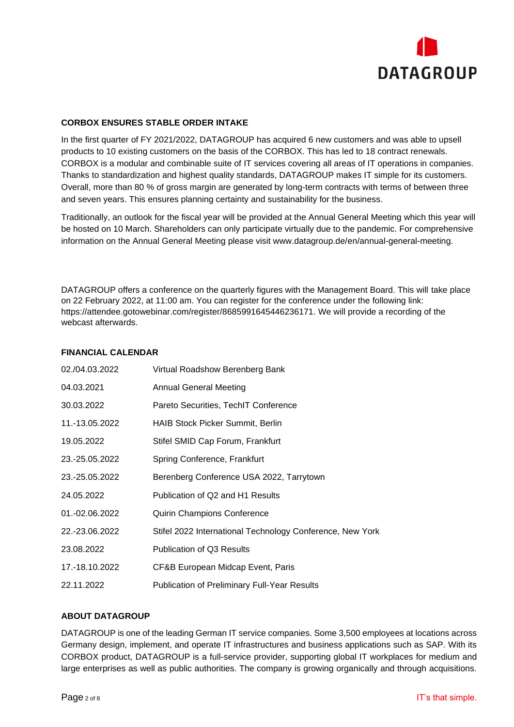**CORBOX ENSURES STABLE ORDER INTAKE**

In the first quarter of FY 2021/2022, DATAGROUP has acquired 6 new customers and was able to upsell products to 10 existing customers on the basis of the CORBOX. This has led to 18 contract renewals. CORBOX is a modular and combinable suite of IT services covering all areas of IT operations in companies. Thanks to standardization and highest quality standards, DATAGROUP makes IT simple for its customers. Overall, more than 80 % of gross margin are generated by long-term contracts with terms of between three and seven years. This ensures planning certainty and sustainability for the business.

Traditionally, an outlook for the fiscal year will be provided at the Annual General Meeting which this year will be hosted on 10 March. Shareholders can only participate virtually due to the pandemic. For comprehensive information on the Annual General Meeting please visit www.datagroup.de/en/annual-general-meeting.

DATAGROUP offers a conference on the quarterly figures with the Management Board. This will take place on 22 February 2022, at 11:00 am. You can register for the conference under the following link: https://attendee.gotowebinar.com/register/8685991645446236171. We will provide a recording of the webcast afterwards.

**FINANCIAL CALENDAR**

| | |
|---|---|
| 02./04.03.2022 | Virtual Roadshow Berenberg Bank |
| 04.03.2021 | Annual General Meeting |
| 30.03.2022 | Pareto Securities, TechIT Conference |
| 11.-13.05.2022 | HAIB Stock Picker Summit, Berlin |
| 19.05.2022 | Stifel SMID Cap Forum, Frankfurt |
| 23.-25.05.2022 | Spring Conference, Frankfurt |
| 23.-25.05.2022 | Berenberg Conference USA 2022, Tarrytown |
| 24.05.2022 | Publication of Q2 and H1 Results |
| 01.-02.06.2022 | Quirin Champions Conference |
| 22.-23.06.2022 | Stifel 2022 International Technology Conference, New York |
| 23.08.2022 | Publication of Q3 Results |
| 17.-18.10.2022 | CF&B European Midcap Event, Paris |
| 22.11.2022 | Publication of Preliminary Full-Year Results |

**ABOUT DATAGROUP**

DATAGROUP is one of the leading German IT service companies. Some 3,500 employees at locations across Germany design, implement, and operate IT infrastructures and business applications such as SAP. With its CORBOX product, DATAGROUP is a full-service provider, supporting global IT workplaces for medium and large enterprises as well as public authorities. The company is growing organically and through acquisitions.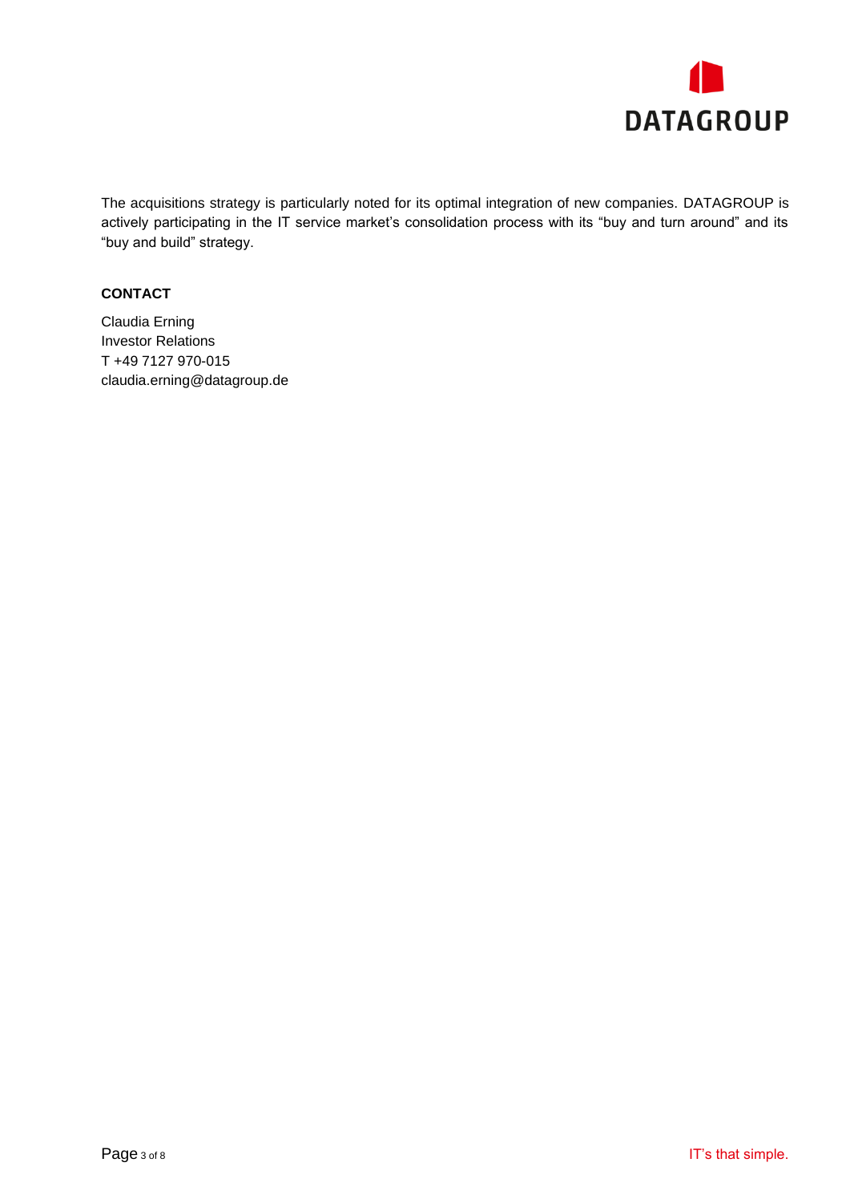The acquisitions strategy is particularly noted for its optimal integration of new companies. DATAGROUP is actively participating in the IT service market's consolidation process with its "buy and turn around" and its "buy and build" strategy.

**CONTACT**

Claudia Erning
Investor Relations
T +49 7127 970-015
claudia.erning@datagroup.de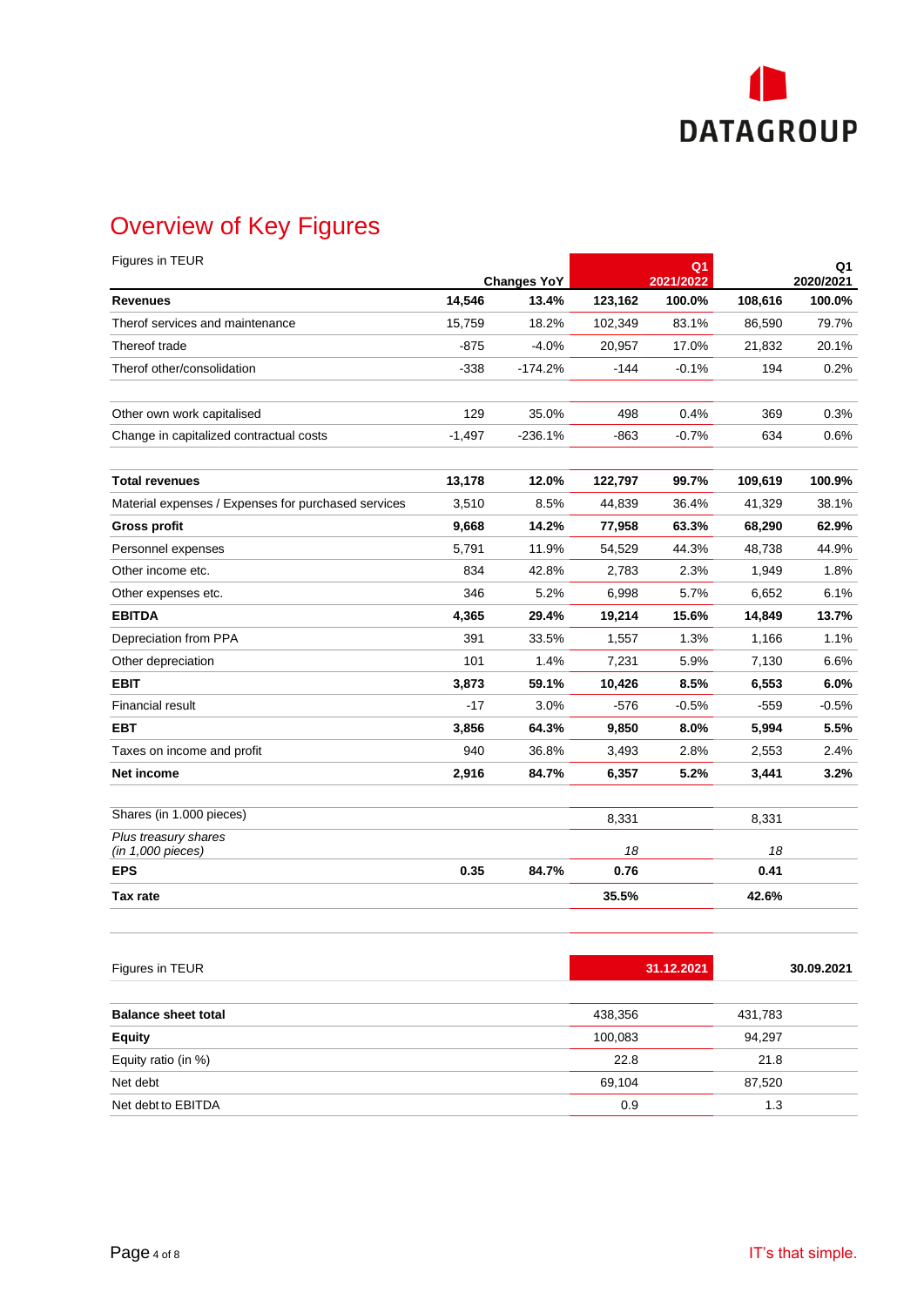# Overview of Key Figures

| Figures in TEUR | Changes YoY | | Q1 2021/2022 | | Q1 2020/2021 | |
|---|---|---|---|---|---|---|
| **Revenues** | **14,546** | **13.4%** | **123,162** | **100.0%** | **108,616** | **100.0%** |
| Therof services and maintenance | 15,759 | 18.2% | 102,349 | 83.1% | 86,590 | 79.7% |
| Thereof trade | -875 | -4.0% | 20,957 | 17.0% | 21,832 | 20.1% |
| Therof other/consolidation | -338 | -174.2% | -144 | -0.1% | 194 | 0.2% |
| | | | | | | |
| Other own work capitalised | 129 | 35.0% | 498 | 0.4% | 369 | 0.3% |
| Change in capitalized contractual costs | -1,497 | -236.1% | -863 | -0.7% | 634 | 0.6% |
| | | | | | | |
| **Total revenues** | **13,178** | **12.0%** | **122,797** | **99.7%** | **109,619** | **100.9%** |
| Material expenses / Expenses for purchased services | 3,510 | 8.5% | 44,839 | 36.4% | 41,329 | 38.1% |
| **Gross profit** | **9,668** | **14.2%** | **77,958** | **63.3%** | **68,290** | **62.9%** |
| Personnel expenses | 5,791 | 11.9% | 54,529 | 44.3% | 48,738 | 44.9% |
| Other income etc. | 834 | 42.8% | 2,783 | 2.3% | 1,949 | 1.8% |
| Other expenses etc. | 346 | 5.2% | 6,998 | 5.7% | 6,652 | 6.1% |
| **EBITDA** | **4,365** | **29.4%** | **19,214** | **15.6%** | **14,849** | **13.7%** |
| Depreciation from PPA | 391 | 33.5% | 1,557 | 1.3% | 1,166 | 1.1% |
| Other depreciation | 101 | 1.4% | 7,231 | 5.9% | 7,130 | 6.6% |
| **EBIT** | **3,873** | **59.1%** | **10,426** | **8.5%** | **6,553** | **6.0%** |
| Financial result | -17 | 3.0% | -576 | -0.5% | -559 | -0.5% |
| **EBT** | **3,856** | **64.3%** | **9,850** | **8.0%** | **5,994** | **5.5%** |
| Taxes on income and profit | 940 | 36.8% | 3,493 | 2.8% | 2,553 | 2.4% |
| **Net income** | **2,916** | **84.7%** | **6,357** | **5.2%** | **3,441** | **3.2%** |
| | | | | | | |
| Shares (in 1.000 pieces) | | | 8,331 | | 8,331 | |
| *Plus treasury shares (in 1,000 pieces)* | | | *18* | | *18* | |
| **EPS** | **0.35** | **84.7%** | **0.76** | | **0.41** | |
| **Tax rate** | | | **35.5%** | | **42.6%** | |

| Figures in TEUR | 31.12.2021 | 30.09.2021 |
|---|---|---|
| **Balance sheet total** | 438,356 | 431,783 |
| **Equity** | 100,083 | 94,297 |
| Equity ratio (in %) | 22.8 | 21.8 |
| Net debt | 69,104 | 87,520 |
| Net debt to EBITDA | 0.9 | 1.3 |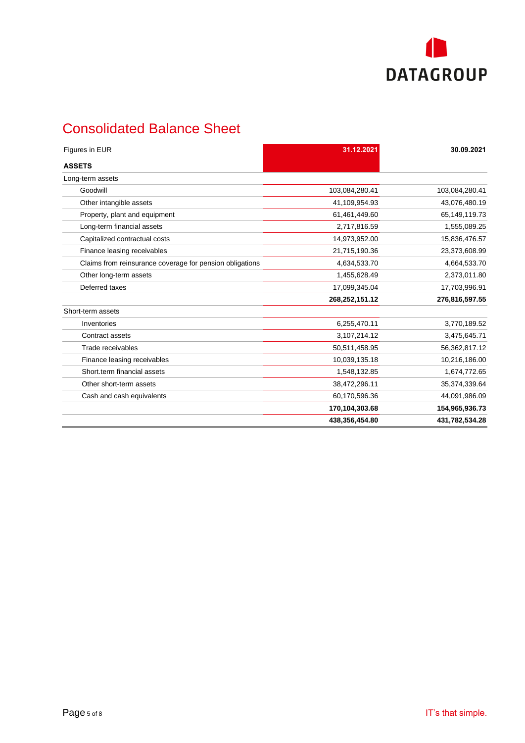DATAGROUP

# Consolidated Balance Sheet

| Figures in EUR | 31.12.2021 | 30.09.2021 |
|---|---|---|
| **ASSETS** | | |
| Long-term assets | | |
| Goodwill | 103,084,280.41 | 103,084,280.41 |
| Other intangible assets | 41,109,954.93 | 43,076,480.19 |
| Property, plant and equipment | 61,461,449.60 | 65,149,119.73 |
| Long-term financial assets | 2,717,816.59 | 1,555,089.25 |
| Capitalized contractual costs | 14,973,952.00 | 15,836,476.57 |
| Finance leasing receivables | 21,715,190.36 | 23,373,608.99 |
| Claims from reinsurance coverage for pension obligations | 4,634,533.70 | 4,664,533.70 |
| Other long-term assets | 1,455,628.49 | 2,373,011.80 |
| Deferred taxes | 17,099,345.04 | 17,703,996.91 |
| | **268,252,151.12** | **276,816,597.55** |
| Short-term assets | | |
| Inventories | 6,255,470.11 | 3,770,189.52 |
| Contract assets | 3,107,214.12 | 3,475,645.71 |
| Trade receivables | 50,511,458.95 | 56,362,817.12 |
| Finance leasing receivables | 10,039,135.18 | 10,216,186.00 |
| Short.term financial assets | 1,548,132.85 | 1,674,772.65 |
| Other short-term assets | 38,472,296.11 | 35,374,339.64 |
| Cash and cash equivalents | 60,170,596.36 | 44,091,986.09 |
| | **170,104,303.68** | **154,965,936.73** |
| | **438,356,454.80** | **431,782,534.28** |

IT's that simple.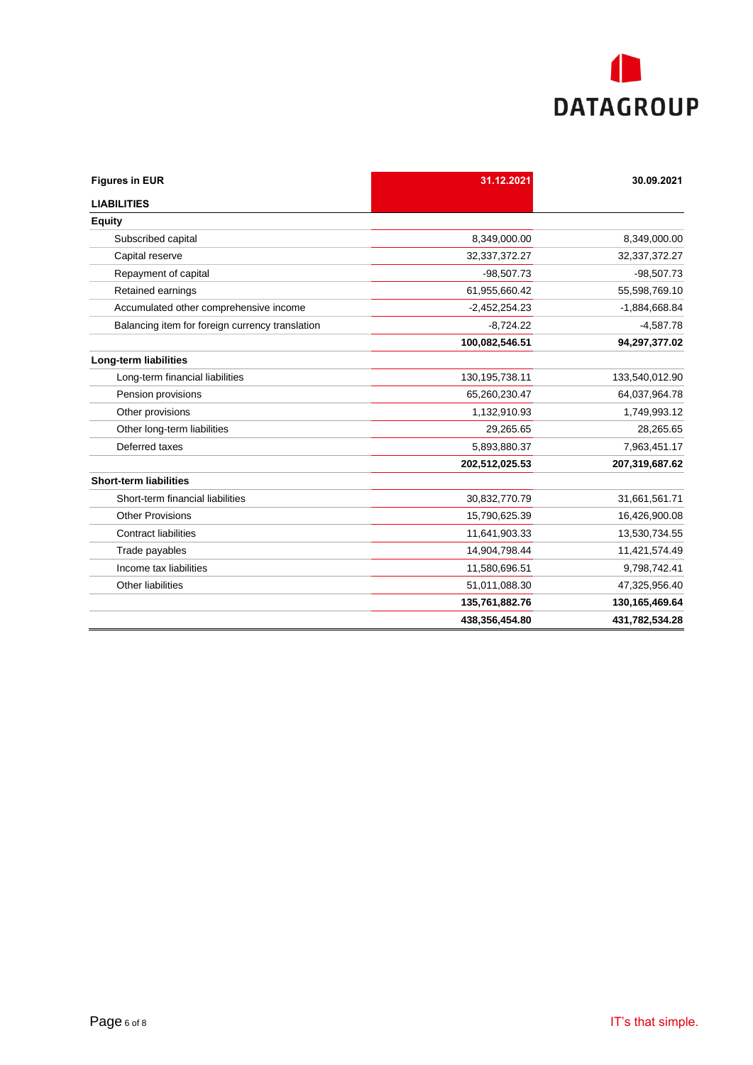| Figures in EUR | 31.12.2021 | 30.09.2021 |
|---|---|---|
| **LIABILITIES** | | |
| **Equity** | | |
| Subscribed capital | 8,349,000.00 | 8,349,000.00 |
| Capital reserve | 32,337,372.27 | 32,337,372.27 |
| Repayment of capital | -98,507.73 | -98,507.73 |
| Retained earnings | 61,955,660.42 | 55,598,769.10 |
| Accumulated other comprehensive income | -2,452,254.23 | -1,884,668.84 |
| Balancing item for foreign currency translation | -8,724.22 | -4,587.78 |
| | **100,082,546.51** | **94,297,377.02** |
| **Long-term liabilities** | | |
| Long-term financial liabilities | 130,195,738.11 | 133,540,012.90 |
| Pension provisions | 65,260,230.47 | 64,037,964.78 |
| Other provisions | 1,132,910.93 | 1,749,993.12 |
| Other long-term liabilities | 29,265.65 | 28,265.65 |
| Deferred taxes | 5,893,880.37 | 7,963,451.17 |
| | **202,512,025.53** | **207,319,687.62** |
| **Short-term liabilities** | | |
| Short-term financial liabilities | 30,832,770.79 | 31,661,561.71 |
| Other Provisions | 15,790,625.39 | 16,426,900.08 |
| Contract liabilities | 11,641,903.33 | 13,530,734.55 |
| Trade payables | 14,904,798.44 | 11,421,574.49 |
| Income tax liabilities | 11,580,696.51 | 9,798,742.41 |
| Other liabilities | 51,011,088.30 | 47,325,956.40 |
| | **135,761,882.76** | **130,165,469.64** |
| | **438,356,454.80** | **431,782,534.28** |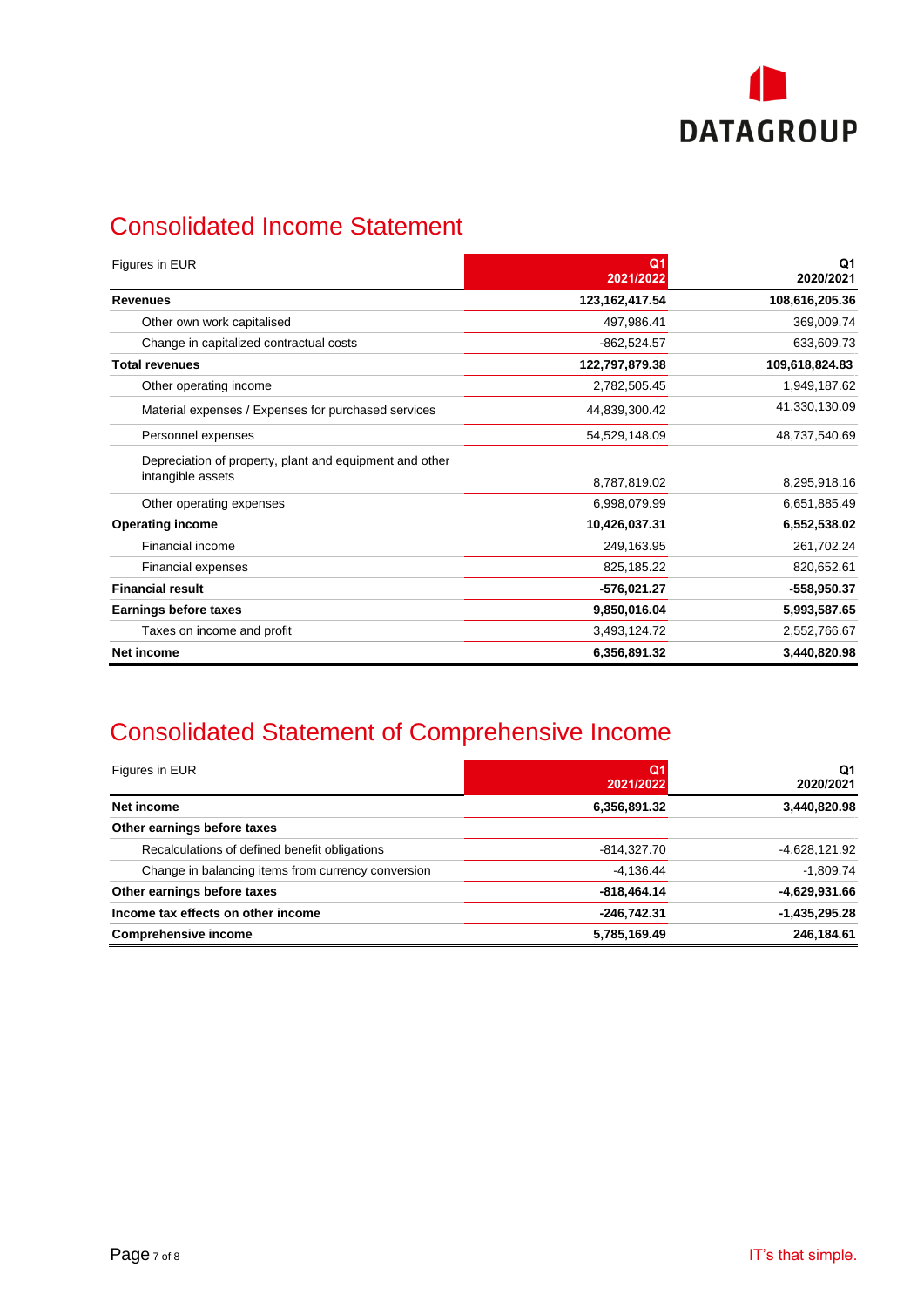## Consolidated Income Statement

| Figures in EUR | Q1 2021/2022 | Q1 2020/2021 |
|---|---|---|
| **Revenues** | **123,162,417.54** | **108,616,205.36** |
| Other own work capitalised | 497,986.41 | 369,009.74 |
| Change in capitalized contractual costs | -862,524.57 | 633,609.73 |
| **Total revenues** | **122,797,879.38** | **109,618,824.83** |
| Other operating income | 2,782,505.45 | 1,949,187.62 |
| Material expenses / Expenses for purchased services | 44,839,300.42 | 41,330,130.09 |
| Personnel expenses | 54,529,148.09 | 48,737,540.69 |
| Depreciation of property, plant and equipment and other intangible assets | 8,787,819.02 | 8,295,918.16 |
| Other operating expenses | 6,998,079.99 | 6,651,885.49 |
| **Operating income** | **10,426,037.31** | **6,552,538.02** |
| Financial income | 249,163.95 | 261,702.24 |
| Financial expenses | 825,185.22 | 820,652.61 |
| **Financial result** | **-576,021.27** | **-558,950.37** |
| **Earnings before taxes** | **9,850,016.04** | **5,993,587.65** |
| Taxes on income and profit | 3,493,124.72 | 2,552,766.67 |
| **Net income** | **6,356,891.32** | **3,440,820.98** |

## Consolidated Statement of Comprehensive Income

| Figures in EUR | Q1 2021/2022 | Q1 2020/2021 |
|---|---|---|
| **Net income** | **6,356,891.32** | **3,440,820.98** |
| **Other earnings before taxes** | | |
| Recalculations of defined benefit obligations | -814,327.70 | -4,628,121.92 |
| Change in balancing items from currency conversion | -4,136.44 | -1,809.74 |
| **Other earnings before taxes** | **-818,464.14** | **-4,629,931.66** |
| **Income tax effects on other income** | **-246,742.31** | **-1,435,295.28** |
| **Comprehensive income** | **5,785,169.49** | **246,184.61** |

IT's that simple.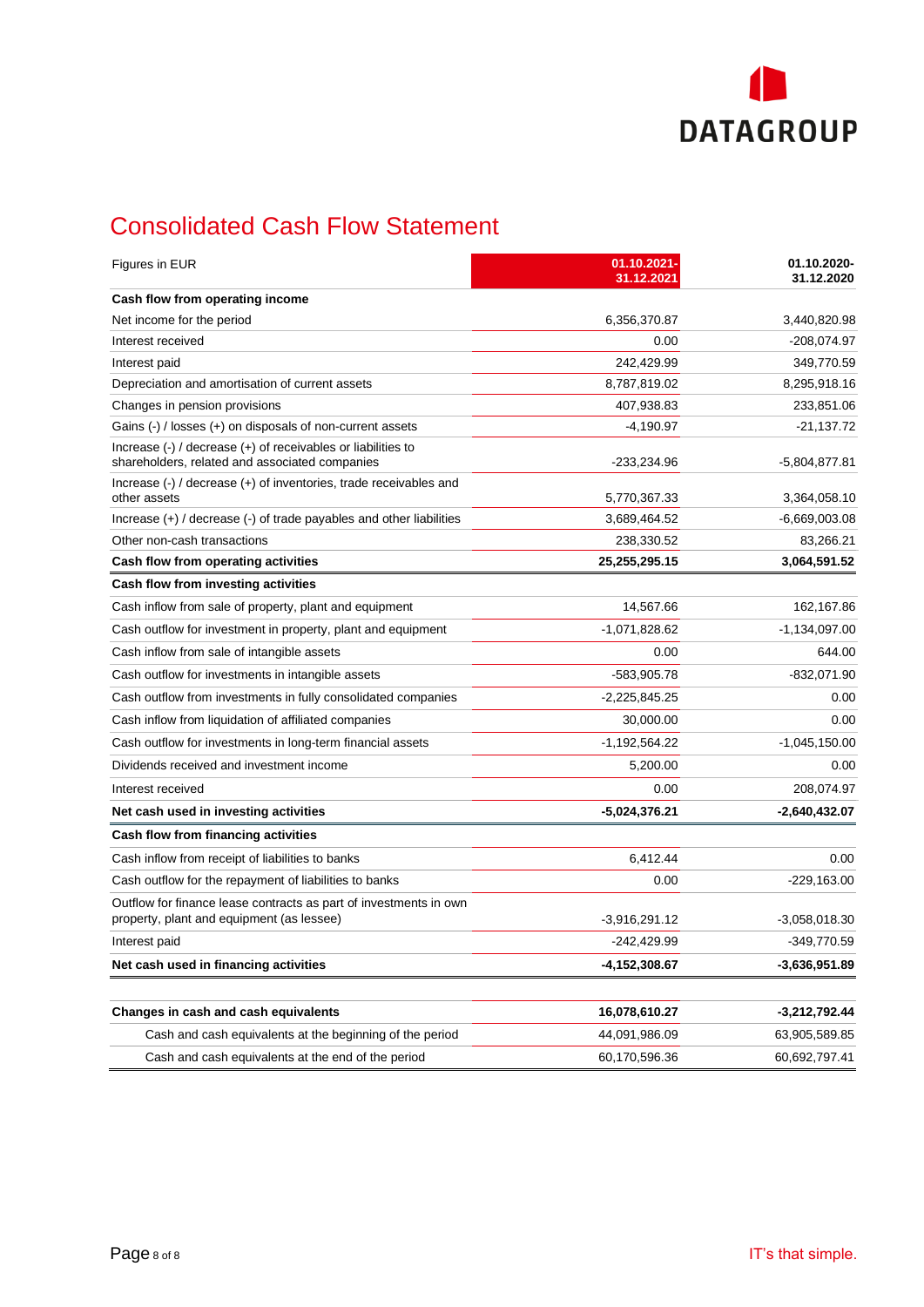# Consolidated Cash Flow Statement

| Figures in EUR | 01.10.2021-31.12.2021 | 01.10.2020-31.12.2020 |
|---|---|---|
| **Cash flow from operating income** | | |
| Net income for the period | 6,356,370.87 | 3,440,820.98 |
| Interest received | 0.00 | -208,074.97 |
| Interest paid | 242,429.99 | 349,770.59 |
| Depreciation and amortisation of current assets | 8,787,819.02 | 8,295,918.16 |
| Changes in pension provisions | 407,938.83 | 233,851.06 |
| Gains (-) / losses (+) on disposals of non-current assets | -4,190.97 | -21,137.72 |
| Increase (-) / decrease (+) of receivables or liabilities to shareholders, related and associated companies | -233,234.96 | -5,804,877.81 |
| Increase (-) / decrease (+) of inventories, trade receivables and other assets | 5,770,367.33 | 3,364,058.10 |
| Increase (+) / decrease (-) of trade payables and other liabilities | 3,689,464.52 | -6,669,003.08 |
| Other non-cash transactions | 238,330.52 | 83,266.21 |
| **Cash flow from operating activities** | **25,255,295.15** | **3,064,591.52** |
| **Cash flow from investing activities** | | |
| Cash inflow from sale of property, plant and equipment | 14,567.66 | 162,167.86 |
| Cash outflow for investment in property, plant and equipment | -1,071,828.62 | -1,134,097.00 |
| Cash inflow from sale of intangible assets | 0.00 | 644.00 |
| Cash outflow for investments in intangible assets | -583,905.78 | -832,071.90 |
| Cash outflow from investments in fully consolidated companies | -2,225,845.25 | 0.00 |
| Cash inflow from liquidation of affiliated companies | 30,000.00 | 0.00 |
| Cash outflow for investments in long-term financial assets | -1,192,564.22 | -1,045,150.00 |
| Dividends received and investment income | 5,200.00 | 0.00 |
| Interest received | 0.00 | 208,074.97 |
| **Net cash used in investing activities** | **-5,024,376.21** | **-2,640,432.07** |
| **Cash flow from financing activities** | | |
| Cash inflow from receipt of liabilities to banks | 6,412.44 | 0.00 |
| Cash outflow for the repayment of liabilities to banks | 0.00 | -229,163.00 |
| Outflow for finance lease contracts as part of investments in own property, plant and equipment (as lessee) | -3,916,291.12 | -3,058,018.30 |
| Interest paid | -242,429.99 | -349,770.59 |
| **Net cash used in financing activities** | **-4,152,308.67** | **-3,636,951.89** |
| | | |
| **Changes in cash and cash equivalents** | **16,078,610.27** | **-3,212,792.44** |
| Cash and cash equivalents at the beginning of the period | 44,091,986.09 | 63,905,589.85 |
| Cash and cash equivalents at the end of the period | 60,170,596.36 | 60,692,797.41 |